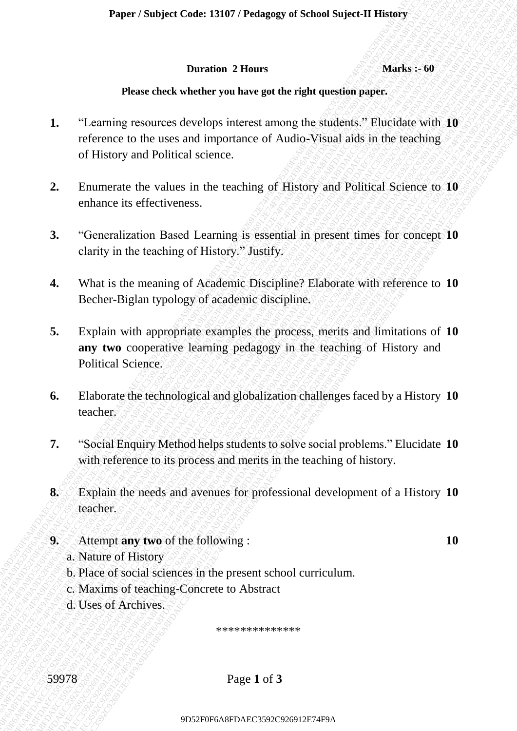Paper / Subject Code: 13107 / Pedagogy of School Suject-II History

**Duration 2 Hours** **Marks :- 60**

**Please check whether you have got the right question paper.**

**1.** "Learning resources develops interest among the students." Elucidate with reference to the uses and importance of Audio-Visual aids in the teaching of History and Political science. **10**

**2.** Enumerate the values in the teaching of History and Political Science to enhance its effectiveness. **10**

**3.** "Generalization Based Learning is essential in present times for concept clarity in the teaching of History." Justify. **10**

**4.** What is the meaning of Academic Discipline? Elaborate with reference to Becher-Biglan typology of academic discipline. **10**

**5.** Explain with appropriate examples the process, merits and limitations of **any two** cooperative learning pedagogy in the teaching of History and Political Science. **10**

**6.** Elaborate the technological and globalization challenges faced by a History teacher. **10**

**7.** "Social Enquiry Method helps students to solve social problems." Elucidate with reference to its process and merits in the teaching of history. **10**

**8.** Explain the needs and avenues for professional development of a History teacher. **10**

**9.** Attempt **any two** of the following : **10**

a. Nature of History
b. Place of social sciences in the present school curriculum.
c. Maxims of teaching-Concrete to Abstract
d. Uses of Archives.

**************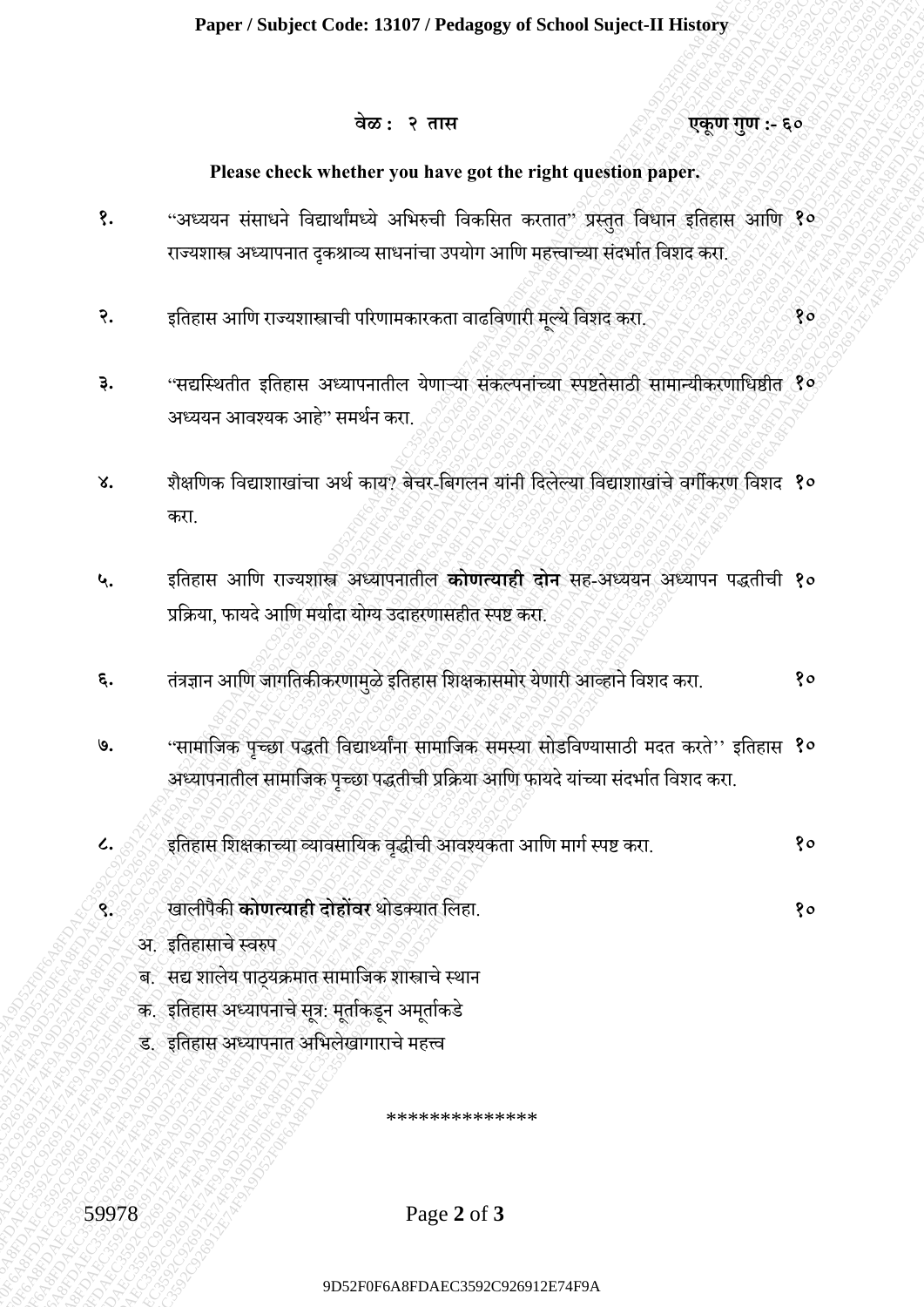**Paper / Subject Code: 13107 / Pedagogy of School Suject-II History**

**वेळ : २ तास** **एकूण गुण :- ६०**

**Please check whether you have got the right question paper.**

१. "अध्ययन संसाधने विद्यार्थांमध्ये अभिरुची विकसित करतात" प्रस्तुत विधान इतिहास आणि राज्यशास्त्र अध्यापनात दृकश्राव्य साधनांचा उपयोग आणि महत्त्वाच्या संदर्भात विशद करा. १०

२. इतिहास आणि राज्यशास्त्राची परिणामकारकता वाढविणारी मूल्ये विशद करा. १०

३. "सद्यस्थितीत इतिहास अध्यापनातील येणाऱ्या संकल्पनांच्या स्पष्टतेसाठी सामान्यीकरणाधिष्ठीत अध्ययन आवश्यक आहे" समर्थन करा. १०

४. शैक्षणिक विद्याशाखांचा अर्थ काय? बेचर-बिगलन यांनी दिलेल्या विद्याशाखांचे वर्गीकरण विशद करा. १०

५. इतिहास आणि राज्यशास्त्र अध्यापनातील **कोणत्याही दोन** सह-अध्ययन अध्यापन पद्धतीची प्रक्रिया, फायदे आणि मर्यादा योग्य उदाहरणासहीत स्पष्ट करा. १०

६. तंत्रज्ञान आणि जागतिकीकरणामुळे इतिहास शिक्षकासमोर येणारी आव्हाने विशद करा. १०

७. "सामाजिक पृच्छा पद्धती विद्यार्थ्यांना सामाजिक समस्या सोडविण्यासाठी मदत करते" इतिहास अध्यापनातील सामाजिक पृच्छा पद्धतीची प्रक्रिया आणि फायदे यांच्या संदर्भात विशद करा. १०

८. इतिहास शिक्षकाच्या व्यावसायिक वृद्धीची आवश्यकता आणि मार्ग स्पष्ट करा. १०

९. खालीपैकी **कोणत्याही दोहोंवर** थोडक्यात लिहा. १०

अ. इतिहासाचे स्वरुप
ब. सद्य शालेय पाठ्यक्रमात सामाजिक शास्त्राचे स्थान
क. इतिहास अध्यापनाचे सूत्र: मूर्ताकडून अमूर्ताकडे
ड. इतिहास अध्यापनात अभिलेखागाराचे महत्त्व

\*\*\*\*\*\*\*\*\*\*\*\*\*\*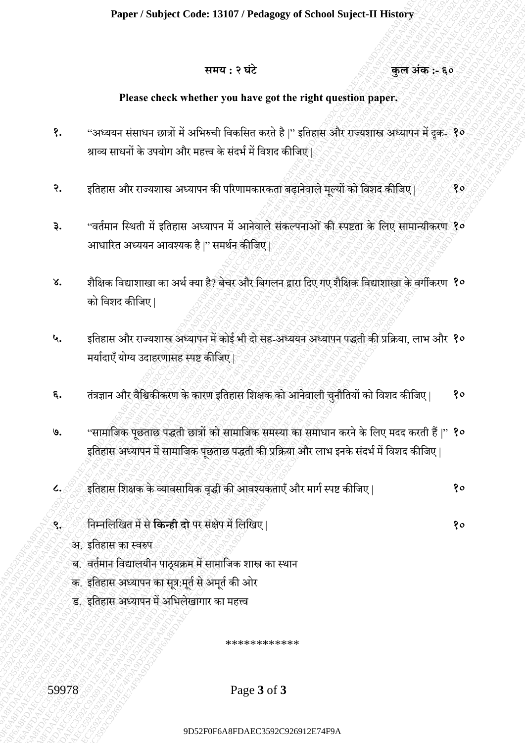**Paper / Subject Code: 13107 / Pedagogy of School Suject-II History**

**समय : २ घंटे** **कुल अंक :- ६०**

**Please check whether you have got the right question paper.**

१. "अध्ययन संसाधन छात्रों में अभिरुची विकसित करते है |" इतिहास और राज्यशास्त्र अध्यापन में दृक-श्राव्य साधनों के उपयोग और महत्त्व के संदर्भ में विशद कीजिए | १०

२. इतिहास और राज्यशास्त्र अध्यापन की परिणामकारकता बढ़ानेवाले मूल्यों को विशद कीजिए | १०

३. "वर्तमान स्थिती में इतिहास अध्यापन में आनेवाले संकल्पनाओं की स्पष्टता के लिए सामान्यीकरण आधारित अध्ययन आवश्यक है |" समर्थन कीजिए | १०

४. शैक्षिक विद्याशाखा का अर्थ क्या है? बेचर और बिगलन द्वारा दिए गए शैक्षिक विद्याशाखा के वर्गीकरण को विशद कीजिए | १०

५. इतिहास और राज्यशास्त्र अध्यापन में कोई भी दो सह-अध्ययन अध्यापन पद्धती की प्रक्रिया, लाभ और मर्यादाएँ योग्य उदाहरणासह स्पष्ट कीजिए | १०

६. तंत्रज्ञान और वैश्विकीकरण के कारण इतिहास शिक्षक को आनेवाली चुनौतियों को विशद कीजिए | १०

७. "सामाजिक पूछताछ पद्धती छात्रों को सामाजिक समस्या का समाधान करने के लिए मदद करती हैं |" इतिहास अध्यापन में सामाजिक पूछताछ पद्धती की प्रक्रिया और लाभ इनके संदर्भ में विशद कीजिए | १०

८. इतिहास शिक्षक के व्यावसायिक वृद्धी की आवश्यकताएँ और मार्ग स्पष्ट कीजिए | १०

९. निम्नलिखित में से **किन्ही दो** पर संक्षेप में लिखिए | १०

अ. इतिहास का स्वरुप

ब. वर्तमान विद्यालयीन पाठ्यक्रम में सामाजिक शास्त्र का स्थान

क. इतिहास अध्यापन का सूत्र:मूर्त से अमूर्त की ओर

ड. इतिहास अध्यापन में अभिलेखागार का महत्त्व

\*\*\*\*\*\*\*\*\*\*\*\*